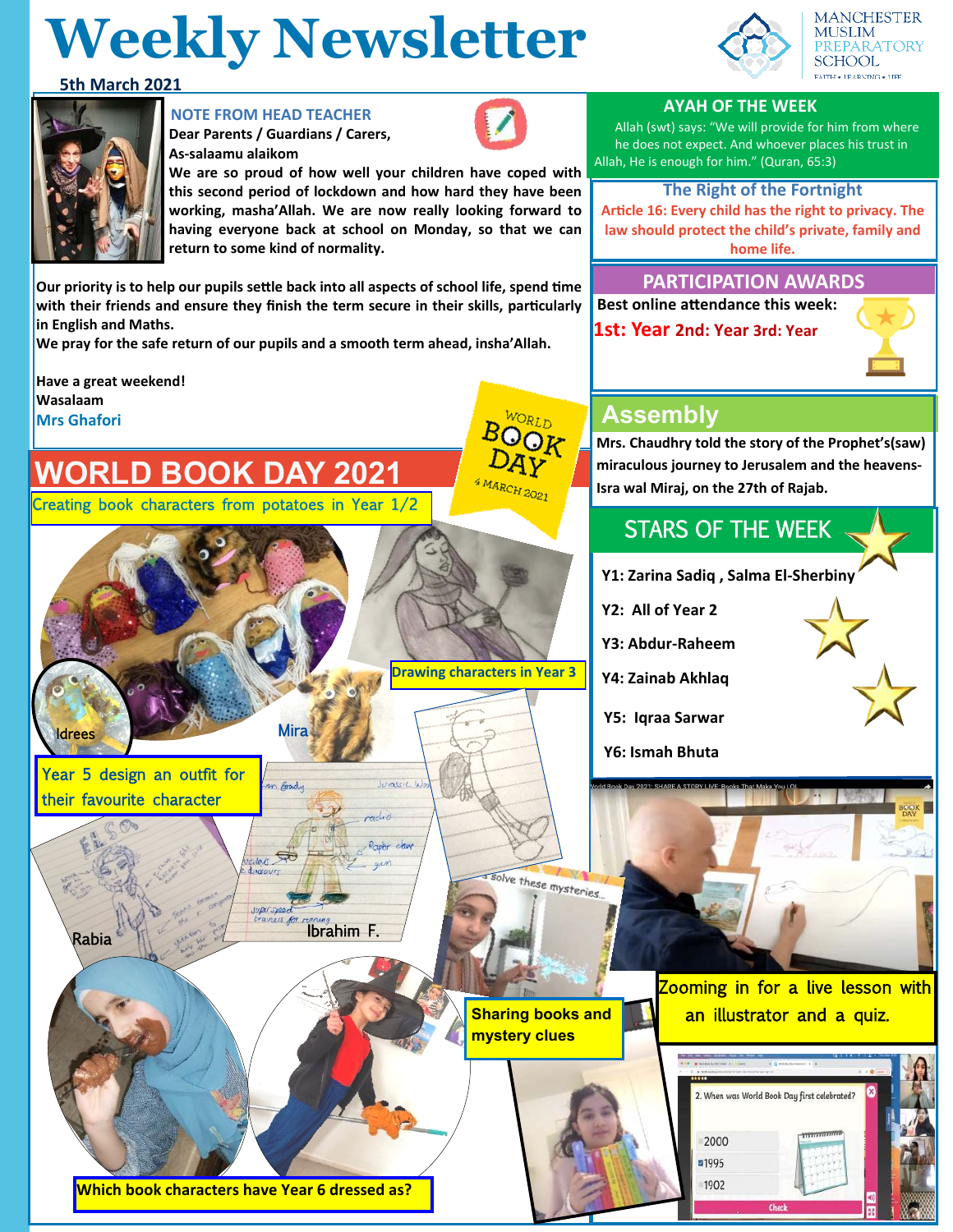# Weekly Newsletter

**5th March 2021**

MANCHESTER MUSLIM PREPARATORY SCHOOL
FAITH • LEARNING • LIFE

## NOTE FROM HEAD TEACHER

**Dear Parents / Guardians / Carers,**

**As-salaamu alaikom**

**We are so proud of how well your children have coped with this second period of lockdown and how hard they have been working, masha'Allah. We are now really looking forward to having everyone back at school on Monday, so that we can return to some kind of normality.**

**Our priority is to help our pupils settle back into all aspects of school life, spend time with their friends and ensure they finish the term secure in their skills, particularly in English and Maths.**

**We pray for the safe return of our pupils and a smooth term ahead, insha'Allah.**

**Have a great weekend!**

**Wasalaam**

**Mrs Ghafori**

## AYAH OF THE WEEK

Allah (swt) says: "We will provide for him from where he does not expect. And whoever places his trust in Allah, He is enough for him." (Quran, 65:3)

## The Right of the Fortnight

**Article 16: Every child has the right to privacy. The law should protect the child's private, family and home life.**

## PARTICIPATION AWARDS

**Best online attendance this week:**

**1st: Year 2nd: Year 3rd: Year**

## Assembly

**Mrs. Chaudhry told the story of the Prophet's(saw) miraculous journey to Jerusalem and the heavens- Isra wal Miraj, on the 27th of Rajab.**

## STARS OF THE WEEK

**Y1: Zarina Sadiq , Salma El-Sherbiny**

**Y2: All of Year 2**

**Y3: Abdur-Raheem**

**Y4: Zainab Akhlaq**

**Y5: Iqraa Sarwar**

**Y6: Ismah Bhuta**

## WORLD BOOK DAY 2021

WORLD BOOK DAY 4 MARCH 2021

Creating book characters from potatoes in Year 1/2

Idrees

Mira

Drawing characters in Year 3

Year 5 design an outfit for their favourite character

Rabia

Ibrahim F.

Sharing books and mystery clues

Zooming in for a live lesson with an illustrator and a quiz.

**Which book characters have Year 6 dressed as?**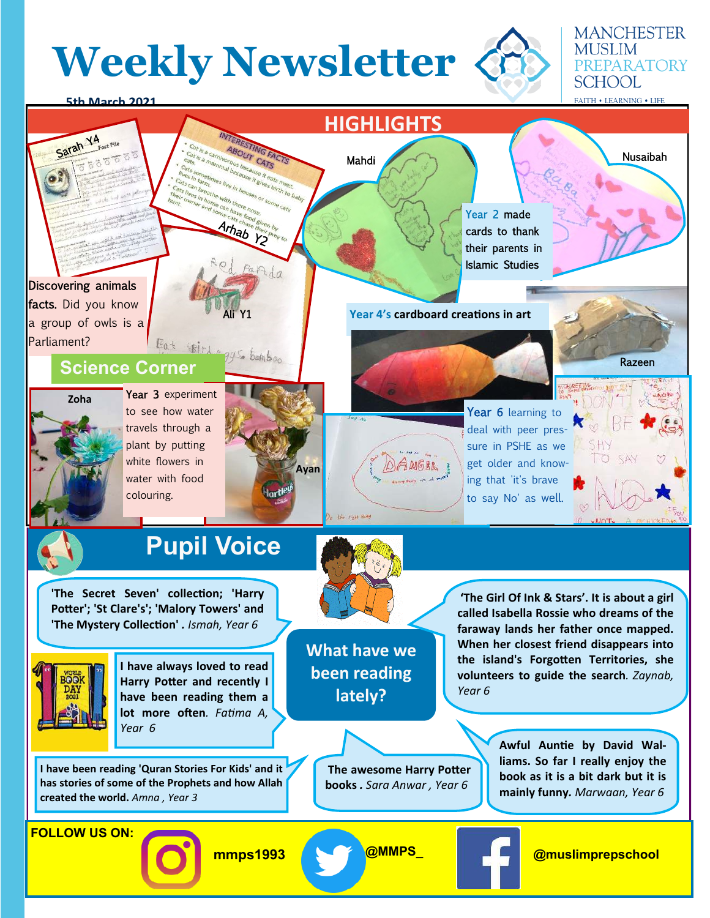# Weekly Newsletter

MANCHESTER MUSLIM PREPARATORY SCHOOL

FAITH • LEARNING • LIFE

5th March 2021

## HIGHLIGHTS

Discovering animals facts. Did you know a group of owls is a Parliament?

Year 2 made cards to thank their parents in Islamic Studies

Year 4's cardboard creations in art

### Science Corner

Year 3 experiment to see how water travels through a plant by putting white flowers in water with food colouring.

Year 6 learning to deal with peer pressure in PSHE as we get older and knowing that 'it's brave to say No' as well.

## Pupil Voice

### What have we been reading lately?

**'The Secret Seven' collection; 'Harry Potter'; 'St Clare's'; 'Malory Towers' and 'The Mystery Collection'** . *Ismah, Year 6*

**I have always loved to read Harry Potter and recently I have been reading them a lot more often**. *Fatima A, Year 6*

**I have been reading 'Quran Stories For Kids' and it has stories of some of the Prophets and how Allah created the world.** *Amna , Year 3*

**The awesome Harry Potter books .** *Sara Anwar , Year 6*

**'The Girl Of Ink & Stars'. It is about a girl called Isabella Rossie who dreams of the faraway lands her father once mapped. When her closest friend disappears into the island's Forgotten Territories, she volunteers to guide the search**. *Zaynab, Year 6*

**Awful Auntie by David Walliams. So far I really enjoy the book as it is a bit dark but it is mainly funny.** *Marwaan, Year 6*

**FOLLOW US ON:**

mmps1993

@MMPS_

@muslimprepschool